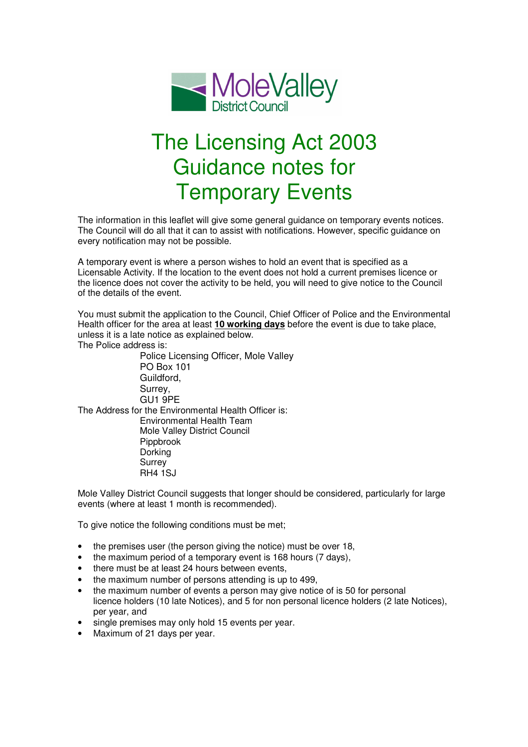Mole Valley District Council

# The Licensing Act 2003 Guidance notes for Temporary Events

The information in this leaflet will give some general guidance on temporary events notices. The Council will do all that it can to assist with notifications. However, specific guidance on every notification may not be possible.

A temporary event is where a person wishes to hold an event that is specified as a Licensable Activity. If the location to the event does not hold a current premises licence or the licence does not cover the activity to be held, you will need to give notice to the Council of the details of the event.

You must submit the application to the Council, Chief Officer of Police and the Environmental Health officer for the area at least **10 working days** before the event is due to take place, unless it is a late notice as explained below.

The Police address is:

Police Licensing Officer, Mole Valley
PO Box 101
Guildford,
Surrey,
GU1 9PE

The Address for the Environmental Health Officer is:

Environmental Health Team
Mole Valley District Council
Pippbrook
Dorking
Surrey
RH4 1SJ

Mole Valley District Council suggests that longer should be considered, particularly for large events (where at least 1 month is recommended).

To give notice the following conditions must be met;

- the premises user (the person giving the notice) must be over 18,
- the maximum period of a temporary event is 168 hours (7 days),
- there must be at least 24 hours between events,
- the maximum number of persons attending is up to 499,
- the maximum number of events a person may give notice of is 50 for personal licence holders (10 late Notices), and 5 for non personal licence holders (2 late Notices), per year, and
- single premises may only hold 15 events per year.
- Maximum of 21 days per year.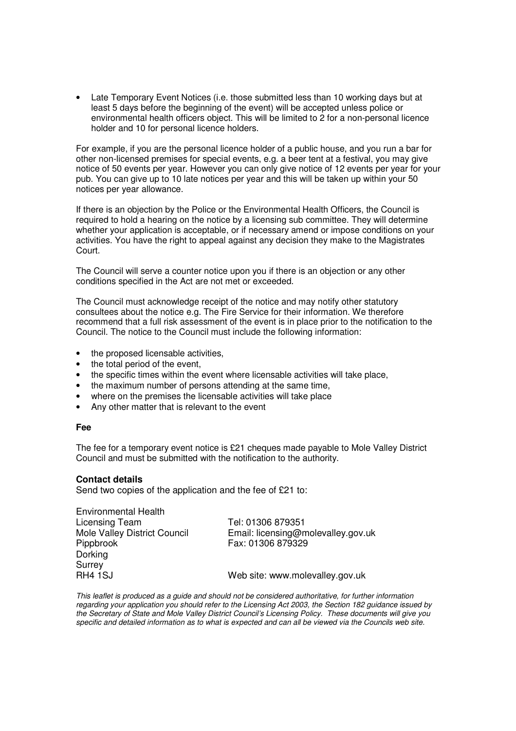- Late Temporary Event Notices (i.e. those submitted less than 10 working days but at least 5 days before the beginning of the event) will be accepted unless police or environmental health officers object. This will be limited to 2 for a non-personal licence holder and 10 for personal licence holders.

For example, if you are the personal licence holder of a public house, and you run a bar for other non-licensed premises for special events, e.g. a beer tent at a festival, you may give notice of 50 events per year. However you can only give notice of 12 events per year for your pub. You can give up to 10 late notices per year and this will be taken up within your 50 notices per year allowance.

If there is an objection by the Police or the Environmental Health Officers, the Council is required to hold a hearing on the notice by a licensing sub committee. They will determine whether your application is acceptable, or if necessary amend or impose conditions on your activities. You have the right to appeal against any decision they make to the Magistrates Court.

The Council will serve a counter notice upon you if there is an objection or any other conditions specified in the Act are not met or exceeded.

The Council must acknowledge receipt of the notice and may notify other statutory consultees about the notice e.g. The Fire Service for their information. We therefore recommend that a full risk assessment of the event is in place prior to the notification to the Council. The notice to the Council must include the following information:

- the proposed licensable activities,
- the total period of the event,
- the specific times within the event where licensable activities will take place,
- the maximum number of persons attending at the same time,
- where on the premises the licensable activities will take place
- Any other matter that is relevant to the event

**Fee**

The fee for a temporary event notice is £21 cheques made payable to Mole Valley District Council and must be submitted with the notification to the authority.

**Contact details**

Send two copies of the application and the fee of £21 to:

Environmental Health
Licensing Team
Mole Valley District Council
Pippbrook
Dorking
Surrey
RH4 1SJ

Tel: 01306 879351
Email: licensing@molevalley.gov.uk
Fax: 01306 879329

Web site: www.molevalley.gov.uk

*This leaflet is produced as a guide and should not be considered authoritative, for further information regarding your application you should refer to the Licensing Act 2003, the Section 182 guidance issued by the Secretary of State and Mole Valley District Council's Licensing Policy. These documents will give you specific and detailed information as to what is expected and can all be viewed via the Councils web site.*